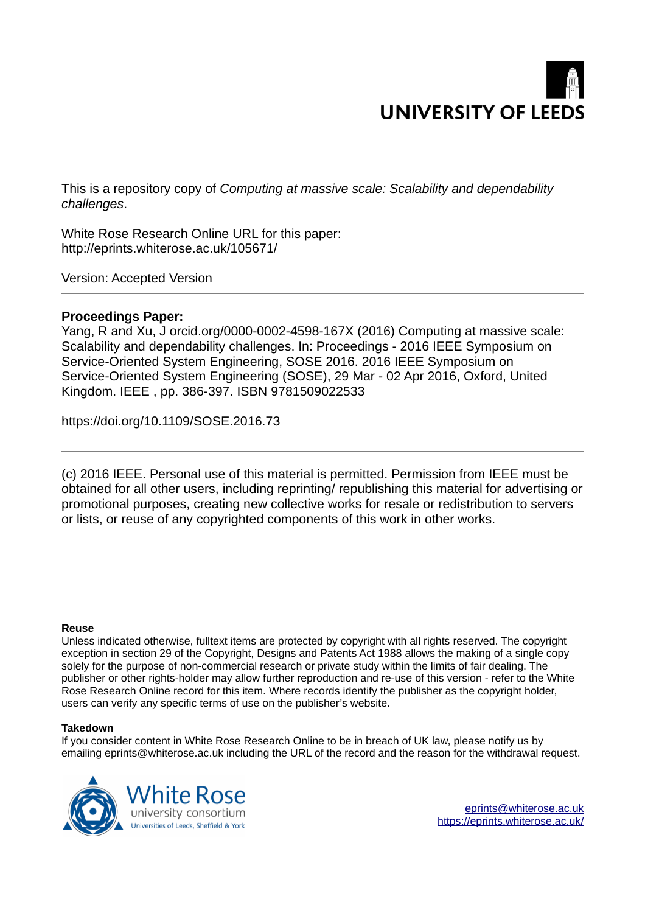UNIVERSITY OF LEEDS

This is a repository copy of *Computing at massive scale: Scalability and dependability challenges*.

White Rose Research Online URL for this paper:
http://eprints.whiterose.ac.uk/105671/

Version: Accepted Version

---

**Proceedings Paper:**

Yang, R and Xu, J orcid.org/0000-0002-4598-167X (2016) Computing at massive scale: Scalability and dependability challenges. In: Proceedings - 2016 IEEE Symposium on Service-Oriented System Engineering, SOSE 2016. 2016 IEEE Symposium on Service-Oriented System Engineering (SOSE), 29 Mar - 02 Apr 2016, Oxford, United Kingdom. IEEE , pp. 386-397. ISBN 9781509022533

https://doi.org/10.1109/SOSE.2016.73

---

(c) 2016 IEEE. Personal use of this material is permitted. Permission from IEEE must be obtained for all other users, including reprinting/ republishing this material for advertising or promotional purposes, creating new collective works for resale or redistribution to servers or lists, or reuse of any copyrighted components of this work in other works.

**Reuse**

Unless indicated otherwise, fulltext items are protected by copyright with all rights reserved. The copyright exception in section 29 of the Copyright, Designs and Patents Act 1988 allows the making of a single copy solely for the purpose of non-commercial research or private study within the limits of fair dealing. The publisher or other rights-holder may allow further reproduction and re-use of this version - refer to the White Rose Research Online record for this item. Where records identify the publisher as the copyright holder, users can verify any specific terms of use on the publisher's website.

**Takedown**

If you consider content in White Rose Research Online to be in breach of UK law, please notify us by emailing eprints@whiterose.ac.uk including the URL of the record and the reason for the withdrawal request.

White Rose
university consortium
Universities of Leeds, Sheffield & York

eprints@whiterose.ac.uk
https://eprints.whiterose.ac.uk/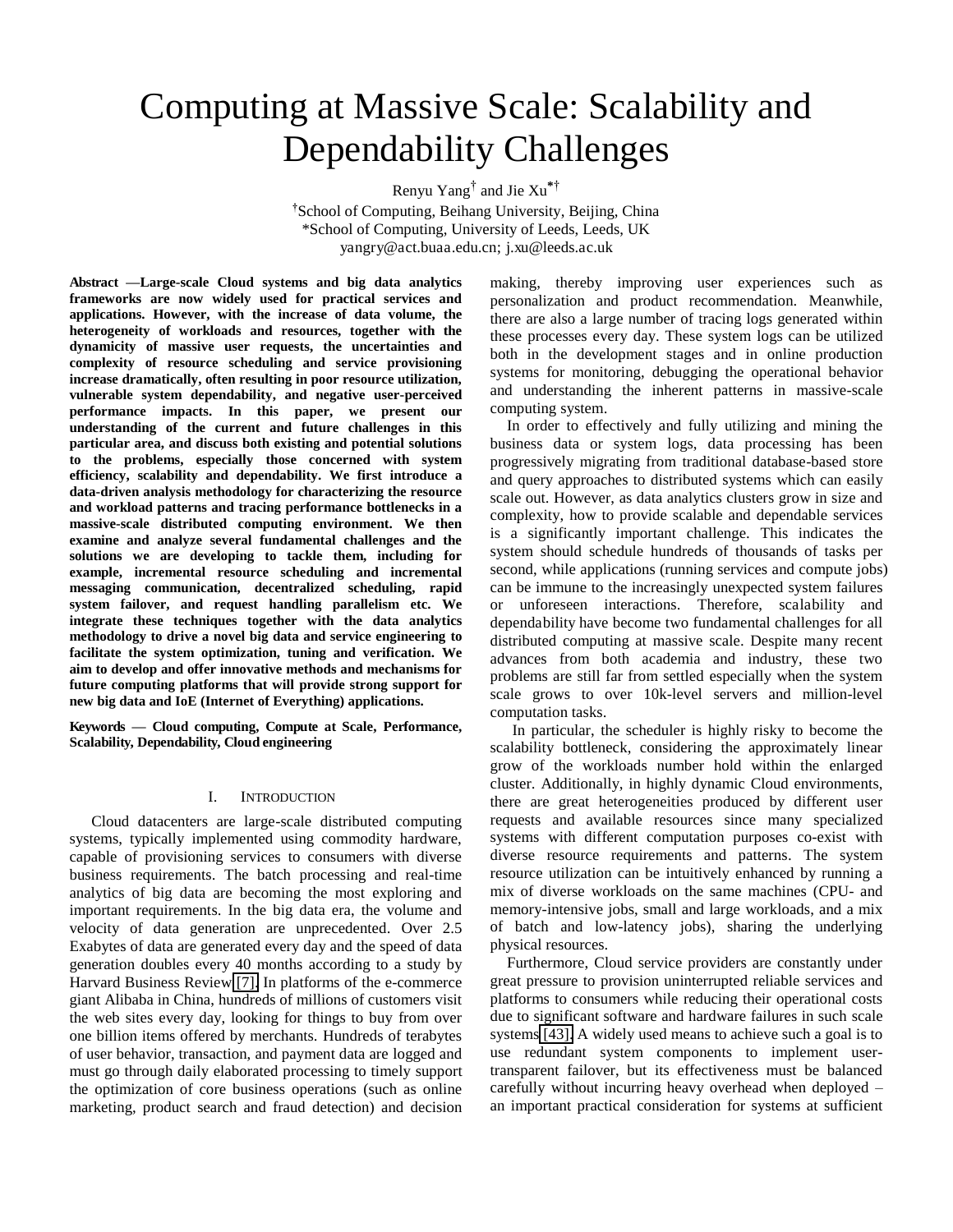# Computing at Massive Scale: Scalability and Dependability Challenges

Renyu Yang[†] and Jie Xu[*†]

[†]School of Computing, Beihang University, Beijing, China

*School of Computing, University of Leeds, Leeds, UK

yangry@act.buaa.edu.cn; j.xu@leeds.ac.uk

**Abstract —Large-scale Cloud systems and big data analytics frameworks are now widely used for practical services and applications. However, with the increase of data volume, the heterogeneity of workloads and resources, together with the dynamicity of massive user requests, the uncertainties and complexity of resource scheduling and service provisioning increase dramatically, often resulting in poor resource utilization, vulnerable system dependability, and negative user-perceived performance impacts. In this paper, we present our understanding of the current and future challenges in this particular area, and discuss both existing and potential solutions to the problems, especially those concerned with system efficiency, scalability and dependability. We first introduce a data-driven analysis methodology for characterizing the resource and workload patterns and tracing performance bottlenecks in a massive-scale distributed computing environment. We then examine and analyze several fundamental challenges and the solutions we are developing to tackle them, including for example, incremental resource scheduling and incremental messaging communication, decentralized scheduling, rapid system failover, and request handling parallelism etc. We integrate these techniques together with the data analytics methodology to drive a novel big data and service engineering to facilitate the system optimization, tuning and verification. We aim to develop and offer innovative methods and mechanisms for future computing platforms that will provide strong support for new big data and IoE (Internet of Everything) applications.**

**Keywords — Cloud computing, Compute at Scale, Performance, Scalability, Dependability, Cloud engineering**

## I. Introduction

Cloud datacenters are large-scale distributed computing systems, typically implemented using commodity hardware, capable of provisioning services to consumers with diverse business requirements. The batch processing and real-time analytics of big data are becoming the most exploring and important requirements. In the big data era, the volume and velocity of data generation are unprecedented. Over 2.5 Exabytes of data are generated every day and the speed of data generation doubles every 40 months according to a study by Harvard Business Review [7]. In platforms of the e-commerce giant Alibaba in China, hundreds of millions of customers visit the web sites every day, looking for things to buy from over one billion items offered by merchants. Hundreds of terabytes of user behavior, transaction, and payment data are logged and must go through daily elaborated processing to timely support the optimization of core business operations (such as online marketing, product search and fraud detection) and decision making, thereby improving user experiences such as personalization and product recommendation. Meanwhile, there are also a large number of tracing logs generated within these processes every day. These system logs can be utilized both in the development stages and in online production systems for monitoring, debugging the operational behavior and understanding the inherent patterns in massive-scale computing system.

In order to effectively and fully utilizing and mining the business data or system logs, data processing has been progressively migrating from traditional database-based store and query approaches to distributed systems which can easily scale out. However, as data analytics clusters grow in size and complexity, how to provide scalable and dependable services is a significantly important challenge. This indicates the system should schedule hundreds of thousands of tasks per second, while applications (running services and compute jobs) can be immune to the increasingly unexpected system failures or unforeseen interactions. Therefore, scalability and dependability have become two fundamental challenges for all distributed computing at massive scale. Despite many recent advances from both academia and industry, these two problems are still far from settled especially when the system scale grows to over 10k-level servers and million-level computation tasks.

In particular, the scheduler is highly risky to become the scalability bottleneck, considering the approximately linear grow of the workloads number hold within the enlarged cluster. Additionally, in highly dynamic Cloud environments, there are great heterogeneities produced by different user requests and available resources since many specialized systems with different computation purposes co-exist with diverse resource requirements and patterns. The system resource utilization can be intuitively enhanced by running a mix of diverse workloads on the same machines (CPU- and memory-intensive jobs, small and large workloads, and a mix of batch and low-latency jobs), sharing the underlying physical resources.

Furthermore, Cloud service providers are constantly under great pressure to provision uninterrupted reliable services and platforms to consumers while reducing their operational costs due to significant software and hardware failures in such scale systems [43]. A widely used means to achieve such a goal is to use redundant system components to implement user-transparent failover, but its effectiveness must be balanced carefully without incurring heavy overhead when deployed – an important practical consideration for systems at sufficient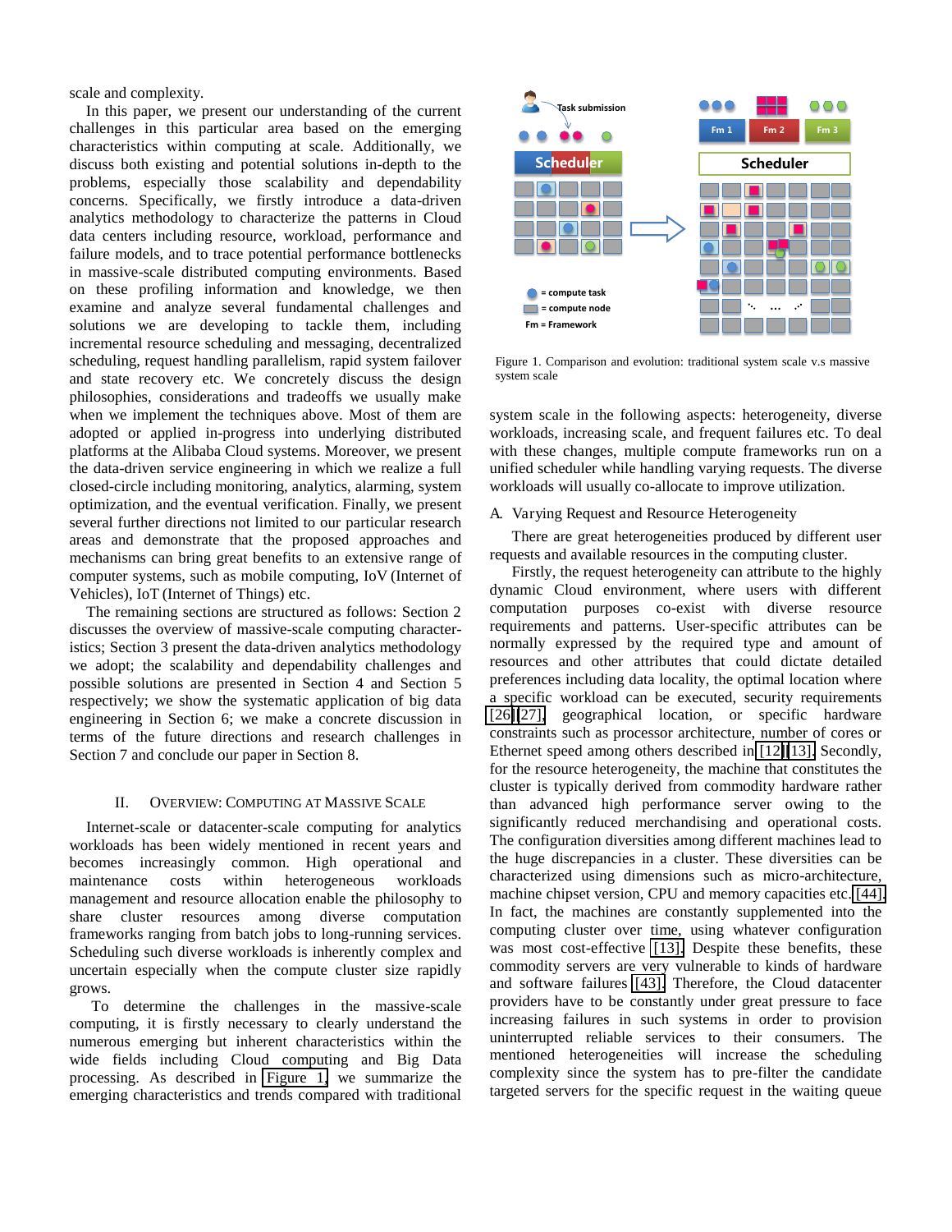scale and complexity.

In this paper, we present our understanding of the current challenges in this particular area based on the emerging characteristics within computing at scale. Additionally, we discuss both existing and potential solutions in-depth to the problems, especially those scalability and dependability concerns. Specifically, we firstly introduce a data-driven analytics methodology to characterize the patterns in Cloud data centers including resource, workload, performance and failure models, and to trace potential performance bottlenecks in massive-scale distributed computing environments. Based on these profiling information and knowledge, we then examine and analyze several fundamental challenges and solutions we are developing to tackle them, including incremental resource scheduling and messaging, decentralized scheduling, request handling parallelism, rapid system failover and state recovery etc. We concretely discuss the design philosophies, considerations and tradeoffs we usually make when we implement the techniques above. Most of them are adopted or applied in-progress into underlying distributed platforms at the Alibaba Cloud systems. Moreover, we present the data-driven service engineering in which we realize a full closed-circle including monitoring, analytics, alarming, system optimization, and the eventual verification. Finally, we present several further directions not limited to our particular research areas and demonstrate that the proposed approaches and mechanisms can bring great benefits to an extensive range of computer systems, such as mobile computing, IoV (Internet of Vehicles), IoT (Internet of Things) etc.

The remaining sections are structured as follows: Section 2 discusses the overview of massive-scale computing characteristics; Section 3 present the data-driven analytics methodology we adopt; the scalability and dependability challenges and possible solutions are presented in Section 4 and Section 5 respectively; we show the systematic application of big data engineering in Section 6; we make a concrete discussion in terms of the future directions and research challenges in Section 7 and conclude our paper in Section 8.

## II. Overview: Computing at Massive Scale

Internet-scale or datacenter-scale computing for analytics workloads has been widely mentioned in recent years and becomes increasingly common. High operational and maintenance costs within heterogeneous workloads management and resource allocation enable the philosophy to share cluster resources among diverse computation frameworks ranging from batch jobs to long-running services. Scheduling such diverse workloads is inherently complex and uncertain especially when the compute cluster size rapidly grows.

To determine the challenges in the massive-scale computing, it is firstly necessary to clearly understand the numerous emerging but inherent characteristics within the wide fields including Cloud computing and Big Data processing. As described in Figure 1, we summarize the emerging characteristics and trends compared with traditional

Task submission
Scheduler
Fm 1 Fm 2 Fm 3
Scheduler
= compute task
= compute node
Fm = Framework

Figure 1. Comparison and evolution: traditional system scale v.s massive system scale

system scale in the following aspects: heterogeneity, diverse workloads, increasing scale, and frequent failures etc. To deal with these changes, multiple compute frameworks run on a unified scheduler while handling varying requests. The diverse workloads will usually co-allocate to improve utilization.

### A. Varying Request and Resource Heterogeneity

There are great heterogeneities produced by different user requests and available resources in the computing cluster.

Firstly, the request heterogeneity can attribute to the highly dynamic Cloud environment, where users with different computation purposes co-exist with diverse resource requirements and patterns. User-specific attributes can be normally expressed by the required type and amount of resources and other attributes that could dictate detailed preferences including data locality, the optimal location where a specific workload can be executed, security requirements [26][27], geographical location, or specific hardware constraints such as processor architecture, number of cores or Ethernet speed among others described in [12][13]. Secondly, for the resource heterogeneity, the machine that constitutes the cluster is typically derived from commodity hardware rather than advanced high performance server owing to the significantly reduced merchandising and operational costs. The configuration diversities among different machines lead to the huge discrepancies in a cluster. These diversities can be characterized using dimensions such as micro-architecture, machine chipset version, CPU and memory capacities etc. [44]. In fact, the machines are constantly supplemented into the computing cluster over time, using whatever configuration was most cost-effective [13]. Despite these benefits, these commodity servers are very vulnerable to kinds of hardware and software failures [43]. Therefore, the Cloud datacenter providers have to be constantly under great pressure to face increasing failures in such systems in order to provision uninterrupted reliable services to their consumers. The mentioned heterogeneities will increase the scheduling complexity since the system has to pre-filter the candidate targeted servers for the specific request in the waiting queue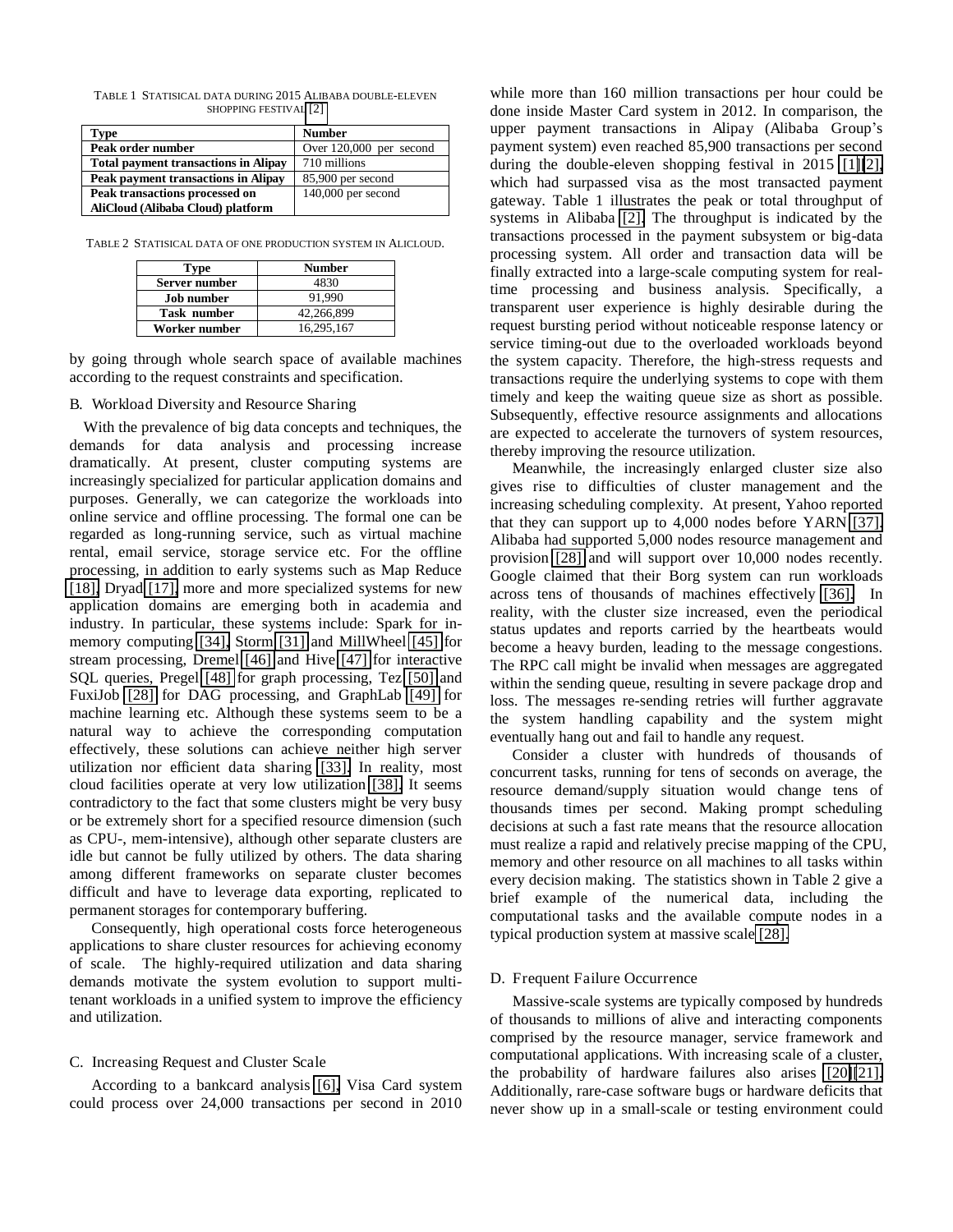TABLE 1 STATISICAL DATA DURING 2015 ALIBABA DOUBLE-ELEVEN SHOPPING FESTIVAL [2]

| Type | Number |
| --- | --- |
| **Peak order number** | Over 120,000 per second |
| **Total payment transactions in Alipay** | 710 millions |
| **Peak payment transactions in Alipay** | 85,900 per second |
| **Peak transactions processed on AliCloud (Alibaba Cloud) platform** | 140,000 per second |

TABLE 2 STATISICAL DATA OF ONE PRODUCTION SYSTEM IN ALICLOUD.

| Type | Number |
| --- | --- |
| **Server number** | 4830 |
| **Job number** | 91,990 |
| **Task number** | 42,266,899 |
| **Worker number** | 16,295,167 |

by going through whole search space of available machines according to the request constraints and specification.

### B. Workload Diversity and Resource Sharing

With the prevalence of big data concepts and techniques, the demands for data analysis and processing increase dramatically. At present, cluster computing systems are increasingly specialized for particular application domains and purposes. Generally, we can categorize the workloads into online service and offline processing. The formal one can be regarded as long-running service, such as virtual machine rental, email service, storage service etc. For the offline processing, in addition to early systems such as Map Reduce [18], Dryad [17], more and more specialized systems for new application domains are emerging both in academia and industry. In particular, these systems include: Spark for in-memory computing [34], Storm [31] and MillWheel [45] for stream processing, Dremel [46] and Hive [47] for interactive SQL queries, Pregel [48] for graph processing, Tez [50] and FuxiJob [28] for DAG processing, and GraphLab [49] for machine learning etc. Although these systems seem to be a natural way to achieve the corresponding computation effectively, these solutions can achieve neither high server utilization nor efficient data sharing [33]. In reality, most cloud facilities operate at very low utilization [38]. It seems contradictory to the fact that some clusters might be very busy or be extremely short for a specified resource dimension (such as CPU-, mem-intensive), although other separate clusters are idle but cannot be fully utilized by others. The data sharing among different frameworks on separate cluster becomes difficult and have to leverage data exporting, replicated to permanent storages for contemporary buffering.

Consequently, high operational costs force heterogeneous applications to share cluster resources for achieving economy of scale. The highly-required utilization and data sharing demands motivate the system evolution to support multi-tenant workloads in a unified system to improve the efficiency and utilization.

### C. Increasing Request and Cluster Scale

According to a bankcard analysis [6], Visa Card system could process over 24,000 transactions per second in 2010 while more than 160 million transactions per hour could be done inside Master Card system in 2012. In comparison, the upper payment transactions in Alipay (Alibaba Group's payment system) even reached 85,900 transactions per second during the double-eleven shopping festival in 2015 [1][2], which had surpassed visa as the most transacted payment gateway. Table 1 illustrates the peak or total throughput of systems in Alibaba [2]. The throughput is indicated by the transactions processed in the payment subsystem or big-data processing system. All order and transaction data will be finally extracted into a large-scale computing system for real-time processing and business analysis. Specifically, a transparent user experience is highly desirable during the request bursting period without noticeable response latency or service timing-out due to the overloaded workloads beyond the system capacity. Therefore, the high-stress requests and transactions require the underlying systems to cope with them timely and keep the waiting queue size as short as possible. Subsequently, effective resource assignments and allocations are expected to accelerate the turnovers of system resources, thereby improving the resource utilization.

Meanwhile, the increasingly enlarged cluster size also gives rise to difficulties of cluster management and the increasing scheduling complexity. At present, Yahoo reported that they can support up to 4,000 nodes before YARN [37]. Alibaba had supported 5,000 nodes resource management and provision [28] and will support over 10,000 nodes recently. Google claimed that their Borg system can run workloads across tens of thousands of machines effectively [36]. In reality, with the cluster size increased, even the periodical status updates and reports carried by the heartbeats would become a heavy burden, leading to the message congestions. The RPC call might be invalid when messages are aggregated within the sending queue, resulting in severe package drop and loss. The messages re-sending retries will further aggravate the system handling capability and the system might eventually hang out and fail to handle any request.

Consider a cluster with hundreds of thousands of concurrent tasks, running for tens of seconds on average, the resource demand/supply situation would change tens of thousands times per second. Making prompt scheduling decisions at such a fast rate means that the resource allocation must realize a rapid and relatively precise mapping of the CPU, memory and other resource on all machines to all tasks within every decision making. The statistics shown in Table 2 give a brief example of the numerical data, including the computational tasks and the available compute nodes in a typical production system at massive scale [28].

### D. Frequent Failure Occurrence

Massive-scale systems are typically composed by hundreds of thousands to millions of alive and interacting components comprised by the resource manager, service framework and computational applications. With increasing scale of a cluster, the probability of hardware failures also arises [20][21]. Additionally, rare-case software bugs or hardware deficits that never show up in a small-scale or testing environment could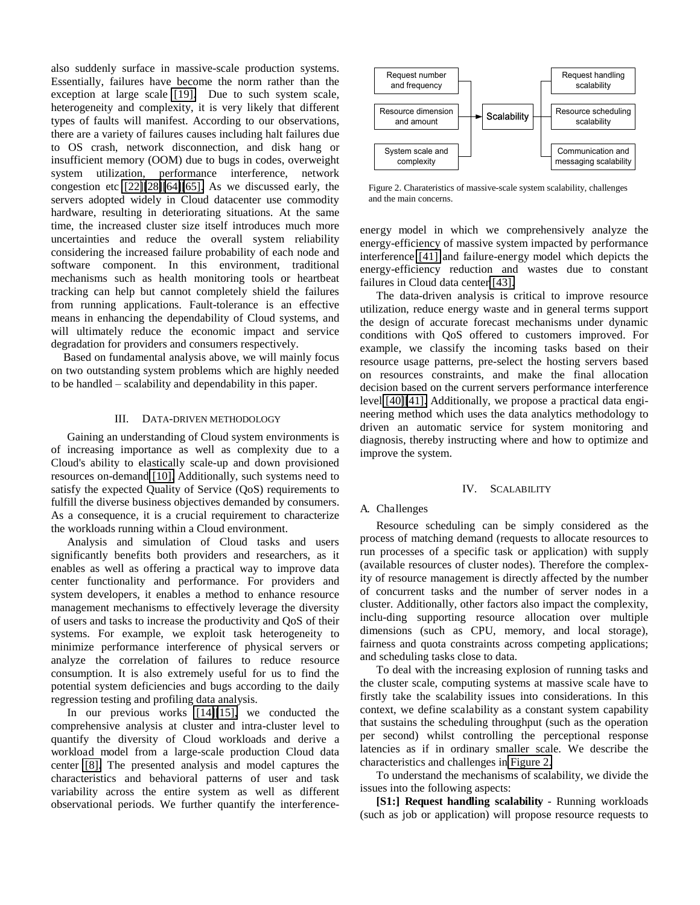also suddenly surface in massive-scale production systems. Essentially, failures have become the norm rather than the exception at large scale [19]. Due to such system scale, heterogeneity and complexity, it is very likely that different types of faults will manifest. According to our observations, there are a variety of failures causes including halt failures due to OS crash, network disconnection, and disk hang or insufficient memory (OOM) due to bugs in codes, overweight system utilization, performance interference, network congestion etc [22][28][64][65]. As we discussed early, the servers adopted widely in Cloud datacenter use commodity hardware, resulting in deteriorating situations. At the same time, the increased cluster size itself introduces much more uncertainties and reduce the overall system reliability considering the increased failure probability of each node and software component. In this environment, traditional mechanisms such as health monitoring tools or heartbeat tracking can help but cannot completely shield the failures from running applications. Fault-tolerance is an effective means in enhancing the dependability of Cloud systems, and will ultimately reduce the economic impact and service degradation for providers and consumers respectively.

Based on fundamental analysis above, we will mainly focus on two outstanding system problems which are highly needed to be handled – scalability and dependability in this paper.

## III. Data-driven Methodology

Gaining an understanding of Cloud system environments is of increasing importance as well as complexity due to a Cloud's ability to elastically scale-up and down provisioned resources on-demand [10]. Additionally, such systems need to satisfy the expected Quality of Service (QoS) requirements to fulfill the diverse business objectives demanded by consumers. As a consequence, it is a crucial requirement to characterize the workloads running within a Cloud environment.

Analysis and simulation of Cloud tasks and users significantly benefits both providers and researchers, as it enables as well as offering a practical way to improve data center functionality and performance. For providers and system developers, it enables a method to enhance resource management mechanisms to effectively leverage the diversity of users and tasks to increase the productivity and QoS of their systems. For example, we exploit task heterogeneity to minimize performance interference of physical servers or analyze the correlation of failures to reduce resource consumption. It is also extremely useful for us to find the potential system deficiencies and bugs according to the daily regression testing and profiling data analysis.

In our previous works [14][15], we conducted the comprehensive analysis at cluster and intra-cluster level to quantify the diversity of Cloud workloads and derive a workload model from a large-scale production Cloud data center [8]. The presented analysis and model captures the characteristics and behavioral patterns of user and task variability across the entire system as well as different observational periods. We further quantify the interference-energy model in which we comprehensively analyze the energy-efficiency of massive system impacted by performance interference [41] and failure-energy model which depicts the energy-efficiency reduction and wastes due to constant failures in Cloud data center [43].

| Request number and frequency | | Request handling scalability |
|---|---|---|
| Resource dimension and amount | → Scalability | Resource scheduling scalability |
| System scale and complexity | | Communication and messaging scalability |

Figure 2. Charateristics of massive-scale system scalability, challenges and the main concerns.

The data-driven analysis is critical to improve resource utilization, reduce energy waste and in general terms support the design of accurate forecast mechanisms under dynamic conditions with QoS offered to customers improved. For example, we classify the incoming tasks based on their resource usage patterns, pre-select the hosting servers based on resources constraints, and make the final allocation decision based on the current servers performance interference level [40][41]. Additionally, we propose a practical data engineering method which uses the data analytics methodology to driven an automatic service for system monitoring and diagnosis, thereby instructing where and how to optimize and improve the system.

## IV. Scalability

### A. Challenges

Resource scheduling can be simply considered as the process of matching demand (requests to allocate resources to run processes of a specific task or application) with supply (available resources of cluster nodes). Therefore the complexity of resource management is directly affected by the number of concurrent tasks and the number of server nodes in a cluster. Additionally, other factors also impact the complexity, inclu-ding supporting resource allocation over multiple dimensions (such as CPU, memory, and local storage), fairness and quota constraints across competing applications; and scheduling tasks close to data.

To deal with the increasing explosion of running tasks and the cluster scale, computing systems at massive scale have to firstly take the scalability issues into considerations. In this context, we define scalability as a constant system capability that sustains the scheduling throughput (such as the operation per second) whilst controlling the perceptional response latencies as if in ordinary smaller scale. We describe the characteristics and challenges in Figure 2.

To understand the mechanisms of scalability, we divide the issues into the following aspects:

**[S1:] Request handling scalability** - Running workloads (such as job or application) will propose resource requests to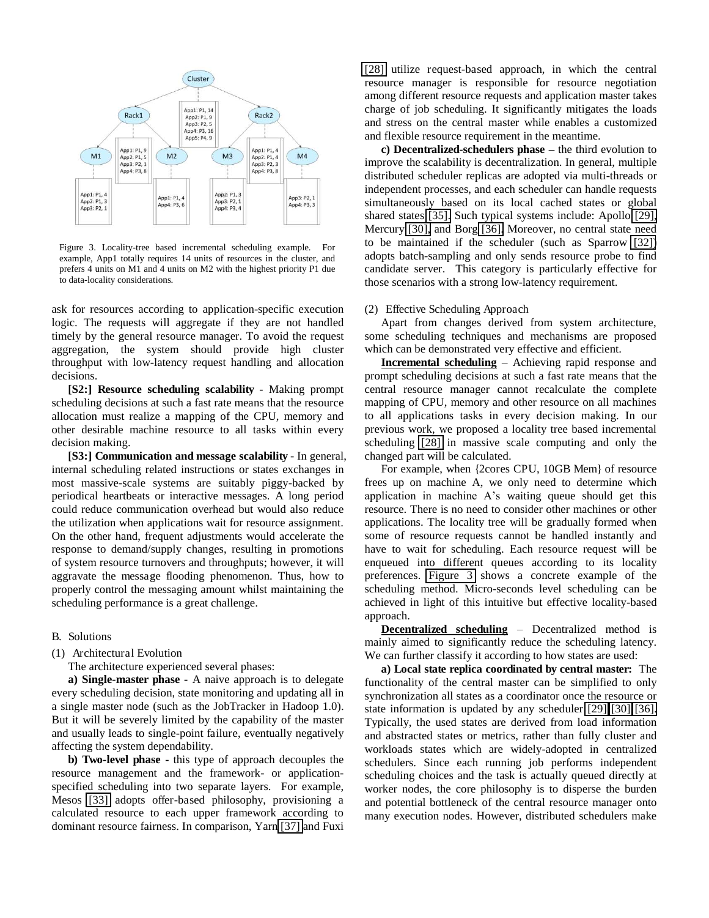Figure 3. Locality-tree based incremental scheduling example. For example, App1 totally requires 14 units of resources in the cluster, and prefers 4 units on M1 and 4 units on M2 with the highest priority P1 due to data-locality considerations.

ask for resources according to application-specific execution logic. The requests will aggregate if they are not handled timely by the general resource manager. To avoid the request aggregation, the system should provide high cluster throughput with low-latency request handling and allocation decisions.

**[S2:] Resource scheduling scalability** - Making prompt scheduling decisions at such a fast rate means that the resource allocation must realize a mapping of the CPU, memory and other desirable machine resource to all tasks within every decision making.

**[S3:] Communication and message scalability** - In general, internal scheduling related instructions or states exchanges in most massive-scale systems are suitably piggy-backed by periodical heartbeats or interactive messages. A long period could reduce communication overhead but would also reduce the utilization when applications wait for resource assignment. On the other hand, frequent adjustments would accelerate the response to demand/supply changes, resulting in promotions of system resource turnovers and throughputs; however, it will aggravate the message flooding phenomenon. Thus, how to properly control the messaging amount whilst maintaining the scheduling performance is a great challenge.

### B. Solutions

(1) Architectural Evolution

The architecture experienced several phases:

**a) Single-master phase -** A naive approach is to delegate every scheduling decision, state monitoring and updating all in a single master node (such as the JobTracker in Hadoop 1.0). But it will be severely limited by the capability of the master and usually leads to single-point failure, eventually negatively affecting the system dependability.

**b) Two-level phase -** this type of approach decouples the resource management and the framework- or application-specified scheduling into two separate layers. For example, Mesos [33] adopts offer-based philosophy, provisioning a calculated resource to each upper framework according to dominant resource fairness. In comparison, Yarn [37] and Fuxi [28] utilize request-based approach, in which the central resource manager is responsible for resource negotiation among different resource requests and application master takes charge of job scheduling. It significantly mitigates the loads and stress on the central master while enables a customized and flexible resource requirement in the meantime.

**c) Decentralized-schedulers phase –** the third evolution to improve the scalability is decentralization. In general, multiple distributed scheduler replicas are adopted via multi-threads or independent processes, and each scheduler can handle requests simultaneously based on its local cached states or global shared states [35]. Such typical systems include: Apollo [29], Mercury [30], and Borg [36]. Moreover, no central state need to be maintained if the scheduler (such as Sparrow [32]) adopts batch-sampling and only sends resource probe to find candidate server. This category is particularly effective for those scenarios with a strong low-latency requirement.

(2) Effective Scheduling Approach

Apart from changes derived from system architecture, some scheduling techniques and mechanisms are proposed which can be demonstrated very effective and efficient.

<u>**Incremental scheduling**</u> – Achieving rapid response and prompt scheduling decisions at such a fast rate means that the central resource manager cannot recalculate the complete mapping of CPU, memory and other resource on all machines to all applications tasks in every decision making. In our previous work, we proposed a locality tree based incremental scheduling [28] in massive scale computing and only the changed part will be calculated.

For example, when {2cores CPU, 10GB Mem} of resource frees up on machine A, we only need to determine which application in machine A's waiting queue should get this resource. There is no need to consider other machines or other applications. The locality tree will be gradually formed when some of resource requests cannot be handled instantly and have to wait for scheduling. Each resource request will be enqueued into different queues according to its locality preferences. Figure 3 shows a concrete example of the scheduling method. Micro-seconds level scheduling can be achieved in light of this intuitive but effective locality-based approach.

<u>**Decentralized scheduling**</u> – Decentralized method is mainly aimed to significantly reduce the scheduling latency. We can further classify it according to how states are used:

**a) Local state replica coordinated by central master:** The functionality of the central master can be simplified to only synchronization all states as a coordinator once the resource or state information is updated by any scheduler [29] [30] [36]. Typically, the used states are derived from load information and abstracted states or metrics, rather than fully cluster and workloads states which are widely-adopted in centralized schedulers. Since each running job performs independent scheduling choices and the task is actually queued directly at worker nodes, the core philosophy is to disperse the burden and potential bottleneck of the central resource manager onto many execution nodes. However, distributed schedulers make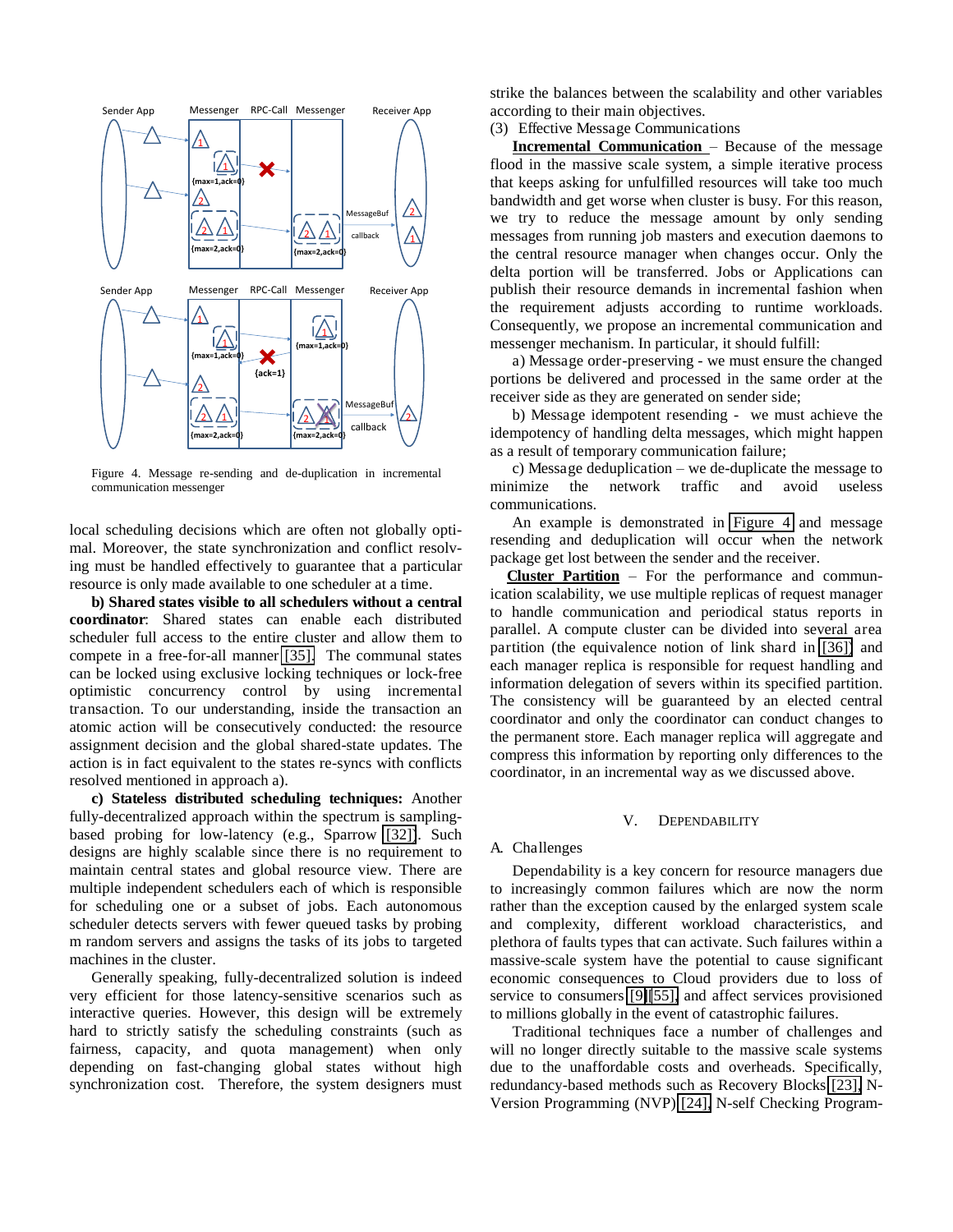Sender App Messenger RPC-Call Messenger Receiver App

{max=1,ack=0}

{max=2,ack=0}

{max=2,ack=0}

MessageBuf

callback

Sender App Messenger RPC-Call Messenger Receiver App

{max=1,ack=0}

{max=1,ack=0}

{ack=1}

{max=2,ack=0}

{max=2,ack=0}

MessageBuf

callback

Figure 4. Message re-sending and de-duplication in incremental communication messenger

local scheduling decisions which are often not globally optimal. Moreover, the state synchronization and conflict resolving must be handled effectively to guarantee that a particular resource is only made available to one scheduler at a time.

**b) Shared states visible to all schedulers without a central coordinator**: Shared states can enable each distributed scheduler full access to the entire cluster and allow them to compete in a free-for-all manner [35]. The communal states can be locked using exclusive locking techniques or lock-free optimistic concurrency control by using incremental transaction. To our understanding, inside the transaction an atomic action will be consecutively conducted: the resource assignment decision and the global shared-state updates. The action is in fact equivalent to the states re-syncs with conflicts resolved mentioned in approach a).

**c) Stateless distributed scheduling techniques:** Another fully-decentralized approach within the spectrum is sampling-based probing for low-latency (e.g., Sparrow [32]). Such designs are highly scalable since there is no requirement to maintain central states and global resource view. There are multiple independent schedulers each of which is responsible for scheduling one or a subset of jobs. Each autonomous scheduler detects servers with fewer queued tasks by probing m random servers and assigns the tasks of its jobs to targeted machines in the cluster.

Generally speaking, fully-decentralized solution is indeed very efficient for those latency-sensitive scenarios such as interactive queries. However, this design will be extremely hard to strictly satisfy the scheduling constraints (such as fairness, capacity, and quota management) when only depending on fast-changing global states without high synchronization cost. Therefore, the system designers must strike the balances between the scalability and other variables according to their main objectives.

(3) Effective Message Communications

**Incremental Communication** – Because of the message flood in the massive scale system, a simple iterative process that keeps asking for unfulfilled resources will take too much bandwidth and get worse when cluster is busy. For this reason, we try to reduce the message amount by only sending messages from running job masters and execution daemons to the central resource manager when changes occur. Only the delta portion will be transferred. Jobs or Applications can publish their resource demands in incremental fashion when the requirement adjusts according to runtime workloads. Consequently, we propose an incremental communication and messenger mechanism. In particular, it should fulfill:

a) Message order-preserving - we must ensure the changed portions be delivered and processed in the same order at the receiver side as they are generated on sender side;

b) Message idempotent resending - we must achieve the idempotency of handling delta messages, which might happen as a result of temporary communication failure;

c) Message deduplication – we de-duplicate the message to minimize the network traffic and avoid useless communications.

An example is demonstrated in Figure 4 and message resending and deduplication will occur when the network package get lost between the sender and the receiver.

**Cluster Partition** – For the performance and communication scalability, we use multiple replicas of request manager to handle communication and periodical status reports in parallel. A compute cluster can be divided into several area partition (the equivalence notion of link shard in [36]) and each manager replica is responsible for request handling and information delegation of severs within its specified partition. The consistency will be guaranteed by an elected central coordinator and only the coordinator can conduct changes to the permanent store. Each manager replica will aggregate and compress this information by reporting only differences to the coordinator, in an incremental way as we discussed above.

## V. Dependability

### A. Challenges

Dependability is a key concern for resource managers due to increasingly common failures which are now the norm rather than the exception caused by the enlarged system scale and complexity, different workload characteristics, and plethora of faults types that can activate. Such failures within a massive-scale system have the potential to cause significant economic consequences to Cloud providers due to loss of service to consumers [9][55], and affect services provisioned to millions globally in the event of catastrophic failures.

Traditional techniques face a number of challenges and will no longer directly suitable to the massive scale systems due to the unaffordable costs and overheads. Specifically, redundancy-based methods such as Recovery Blocks [23], N-Version Programming (NVP) [24], N-self Checking Program-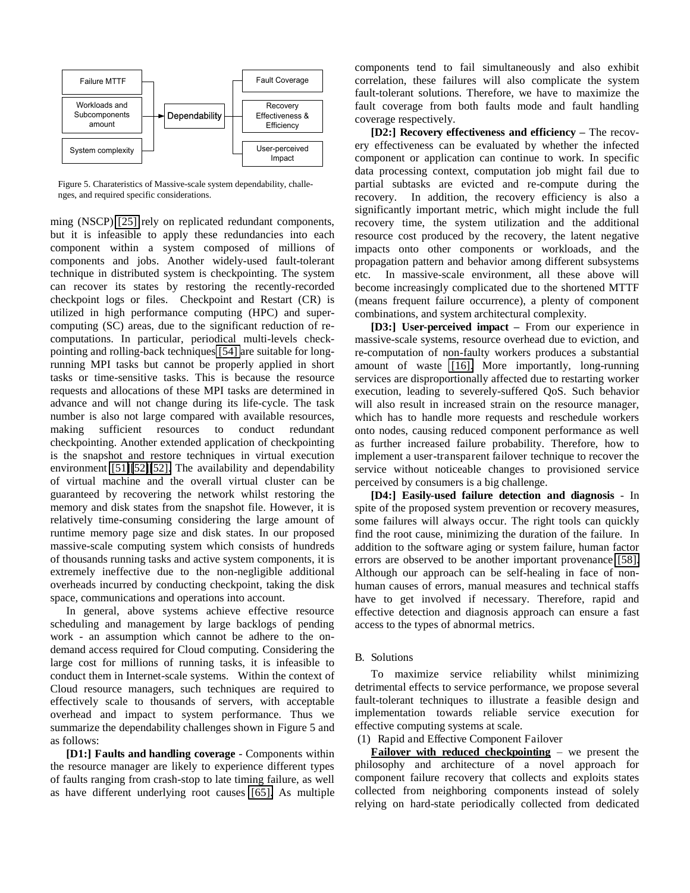Failure MTTF

Workloads and Subcomponents amount

System complexity

Dependability

Fault Coverage

Recovery Effectiveness & Efficiency

User-perceived Impact

Figure 5. Charateristics of Massive-scale system dependability, challenges, and required specific considerations.

ming (NSCP) [25] rely on replicated redundant components, but it is infeasible to apply these redundancies into each component within a system composed of millions of components and jobs. Another widely-used fault-tolerant technique in distributed system is checkpointing. The system can recover its states by restoring the recently-recorded checkpoint logs or files. Checkpoint and Restart (CR) is utilized in high performance computing (HPC) and super-computing (SC) areas, due to the significant reduction of re-computations. In particular, periodical multi-levels check-pointing and rolling-back techniques [54] are suitable for long-running MPI tasks but cannot be properly applied in short tasks or time-sensitive tasks. This is because the resource requests and allocations of these MPI tasks are determined in advance and will not change during its life-cycle. The task number is also not large compared with available resources, making sufficient resources to conduct redundant checkpointing. Another extended application of checkpointing is the snapshot and restore techniques in virtual execution environment [51][52][52]. The availability and dependability of virtual machine and the overall virtual cluster can be guaranteed by recovering the network whilst restoring the memory and disk states from the snapshot file. However, it is relatively time-consuming considering the large amount of runtime memory page size and disk states. In our proposed massive-scale computing system which consists of hundreds of thousands running tasks and active system components, it is extremely ineffective due to the non-negligible additional overheads incurred by conducting checkpoint, taking the disk space, communications and operations into account.

In general, above systems achieve effective resource scheduling and management by large backlogs of pending work - an assumption which cannot be adhere to the on-demand access required for Cloud computing. Considering the large cost for millions of running tasks, it is infeasible to conduct them in Internet-scale systems. Within the context of Cloud resource managers, such techniques are required to effectively scale to thousands of servers, with acceptable overhead and impact to system performance. Thus we summarize the dependability challenges shown in Figure 5 and as follows:

**[D1:] Faults and handling coverage** - Components within the resource manager are likely to experience different types of faults ranging from crash-stop to late timing failure, as well as have different underlying root causes [65]. As multiple components tend to fail simultaneously and also exhibit correlation, these failures will also complicate the system fault-tolerant solutions. Therefore, we have to maximize the fault coverage from both faults mode and fault handling coverage respectively.

**[D2:] Recovery effectiveness and efficiency –** The recovery effectiveness can be evaluated by whether the infected component or application can continue to work. In specific data processing context, computation job might fail due to partial subtasks are evicted and re-compute during the recovery. In addition, the recovery efficiency is also a significantly important metric, which might include the full recovery time, the system utilization and the additional resource cost produced by the recovery, the latent negative impacts onto other components or workloads, and the propagation pattern and behavior among different subsystems etc. In massive-scale environment, all these above will become increasingly complicated due to the shortened MTTF (means frequent failure occurrence), a plenty of component combinations, and system architectural complexity.

**[D3:] User-perceived impact –** From our experience in massive-scale systems, resource overhead due to eviction, and re-computation of non-faulty workers produces a substantial amount of waste [16]. More importantly, long-running services are disproportionally affected due to restarting worker execution, leading to severely-suffered QoS. Such behavior will also result in increased strain on the resource manager, which has to handle more requests and reschedule workers onto nodes, causing reduced component performance as well as further increased failure probability. Therefore, how to implement a user-transparent failover technique to recover the service without noticeable changes to provisioned service perceived by consumers is a big challenge.

**[D4:] Easily-used failure detection and diagnosis** - In spite of the proposed system prevention or recovery measures, some failures will always occur. The right tools can quickly find the root cause, minimizing the duration of the failure. In addition to the software aging or system failure, human factor errors are observed to be another important provenance [58]. Although our approach can be self-healing in face of non-human causes of errors, manual measures and technical staffs have to get involved if necessary. Therefore, rapid and effective detection and diagnosis approach can ensure a fast access to the types of abnormal metrics.

### B. Solutions

To maximize service reliability whilst minimizing detrimental effects to service performance, we propose several fault-tolerant techniques to illustrate a feasible design and implementation towards reliable service execution for effective computing systems at scale.

(1) Rapid and Effective Component Failover

**Failover with reduced checkpointing** – we present the philosophy and architecture of a novel approach for component failure recovery that collects and exploits states collected from neighboring components instead of solely relying on hard-state periodically collected from dedicated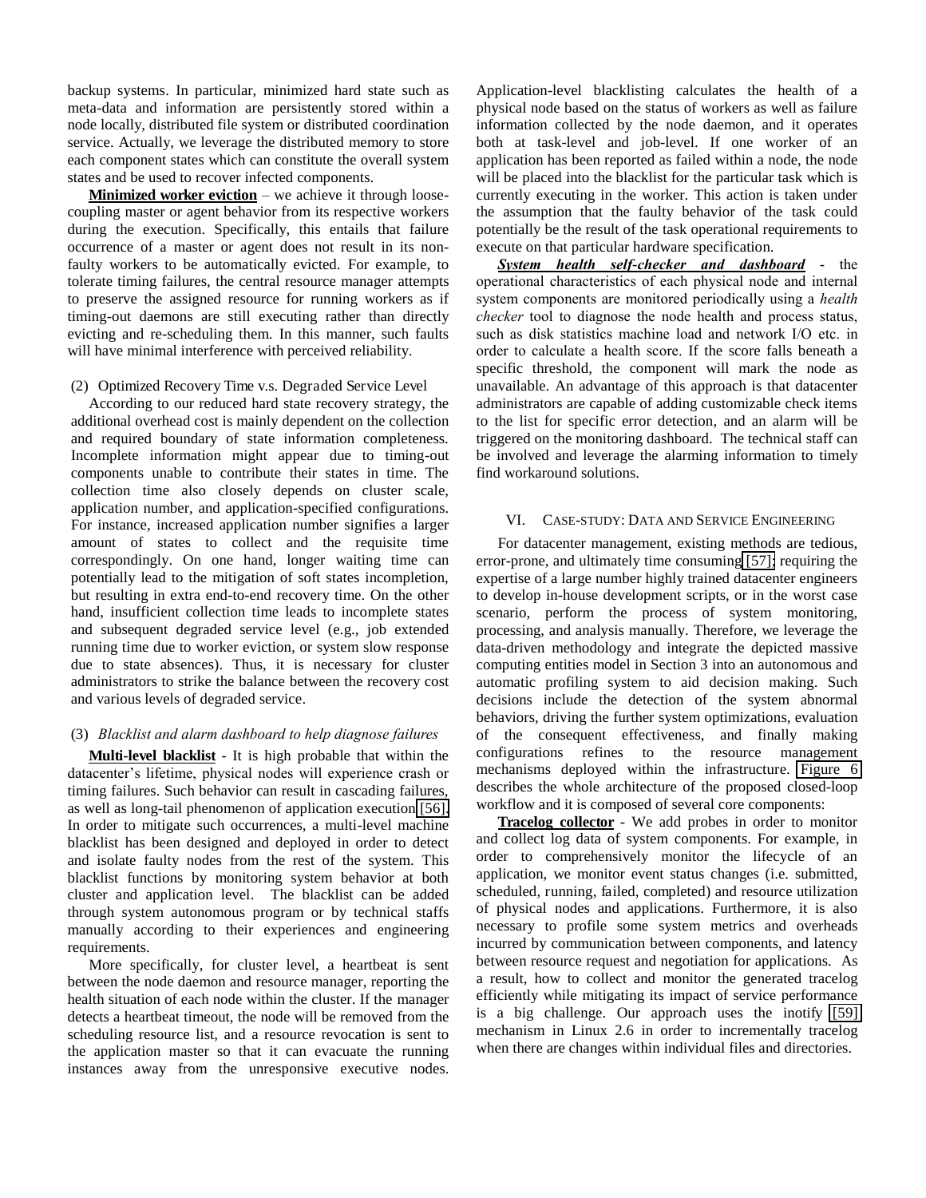backup systems. In particular, minimized hard state such as meta-data and information are persistently stored within a node locally, distributed file system or distributed coordination service. Actually, we leverage the distributed memory to store each component states which can constitute the overall system states and be used to recover infected components.

**Minimized worker eviction** – we achieve it through loose-coupling master or agent behavior from its respective workers during the execution. Specifically, this entails that failure occurrence of a master or agent does not result in its non-faulty workers to be automatically evicted. For example, to tolerate timing failures, the central resource manager attempts to preserve the assigned resource for running workers as if timing-out daemons are still executing rather than directly evicting and re-scheduling them. In this manner, such faults will have minimal interference with perceived reliability.

(2) Optimized Recovery Time v.s. Degraded Service Level

According to our reduced hard state recovery strategy, the additional overhead cost is mainly dependent on the collection and required boundary of state information completeness. Incomplete information might appear due to timing-out components unable to contribute their states in time. The collection time also closely depends on cluster scale, application number, and application-specified configurations. For instance, increased application number signifies a larger amount of states to collect and the requisite time correspondingly. On one hand, longer waiting time can potentially lead to the mitigation of soft states incompletion, but resulting in extra end-to-end recovery time. On the other hand, insufficient collection time leads to incomplete states and subsequent degraded service level (e.g., job extended running time due to worker eviction, or system slow response due to state absences). Thus, it is necessary for cluster administrators to strike the balance between the recovery cost and various levels of degraded service.

(3) *Blacklist and alarm dashboard to help diagnose failures*

**Multi-level blacklist** - It is high probable that within the datacenter's lifetime, physical nodes will experience crash or timing failures. Such behavior can result in cascading failures, as well as long-tail phenomenon of application execution [56]. In order to mitigate such occurrences, a multi-level machine blacklist has been designed and deployed in order to detect and isolate faulty nodes from the rest of the system. This blacklist functions by monitoring system behavior at both cluster and application level. The blacklist can be added through system autonomous program or by technical staffs manually according to their experiences and engineering requirements.

More specifically, for cluster level, a heartbeat is sent between the node daemon and resource manager, reporting the health situation of each node within the cluster. If the manager detects a heartbeat timeout, the node will be removed from the scheduling resource list, and a resource revocation is sent to the application master so that it can evacuate the running instances away from the unresponsive executive nodes. Application-level blacklisting calculates the health of a physical node based on the status of workers as well as failure information collected by the node daemon, and it operates both at task-level and job-level. If one worker of an application has been reported as failed within a node, the node will be placed into the blacklist for the particular task which is currently executing in the worker. This action is taken under the assumption that the faulty behavior of the task could potentially be the result of the task operational requirements to execute on that particular hardware specification.

***System health self-checker and dashboard*** - the operational characteristics of each physical node and internal system components are monitored periodically using a *health checker* tool to diagnose the node health and process status, such as disk statistics machine load and network I/O etc. in order to calculate a health score. If the score falls beneath a specific threshold, the component will mark the node as unavailable. An advantage of this approach is that datacenter administrators are capable of adding customizable check items to the list for specific error detection, and an alarm will be triggered on the monitoring dashboard. The technical staff can be involved and leverage the alarming information to timely find workaround solutions.

## VI. Case-study: Data and Service Engineering

For datacenter management, existing methods are tedious, error-prone, and ultimately time consuming [57]; requiring the expertise of a large number highly trained datacenter engineers to develop in-house development scripts, or in the worst case scenario, perform the process of system monitoring, processing, and analysis manually. Therefore, we leverage the data-driven methodology and integrate the depicted massive computing entities model in Section 3 into an autonomous and automatic profiling system to aid decision making. Such decisions include the detection of the system abnormal behaviors, driving the further system optimizations, evaluation of the consequent effectiveness, and finally making configurations refines to the resource management mechanisms deployed within the infrastructure. Figure 6 describes the whole architecture of the proposed closed-loop workflow and it is composed of several core components:

**Tracelog collector** - We add probes in order to monitor and collect log data of system components. For example, in order to comprehensively monitor the lifecycle of an application, we monitor event status changes (i.e. submitted, scheduled, running, failed, completed) and resource utilization of physical nodes and applications. Furthermore, it is also necessary to profile some system metrics and overheads incurred by communication between components, and latency between resource request and negotiation for applications. As a result, how to collect and monitor the generated tracelog efficiently while mitigating its impact of service performance is a big challenge. Our approach uses the inotify [59] mechanism in Linux 2.6 in order to incrementally tracelog when there are changes within individual files and directories.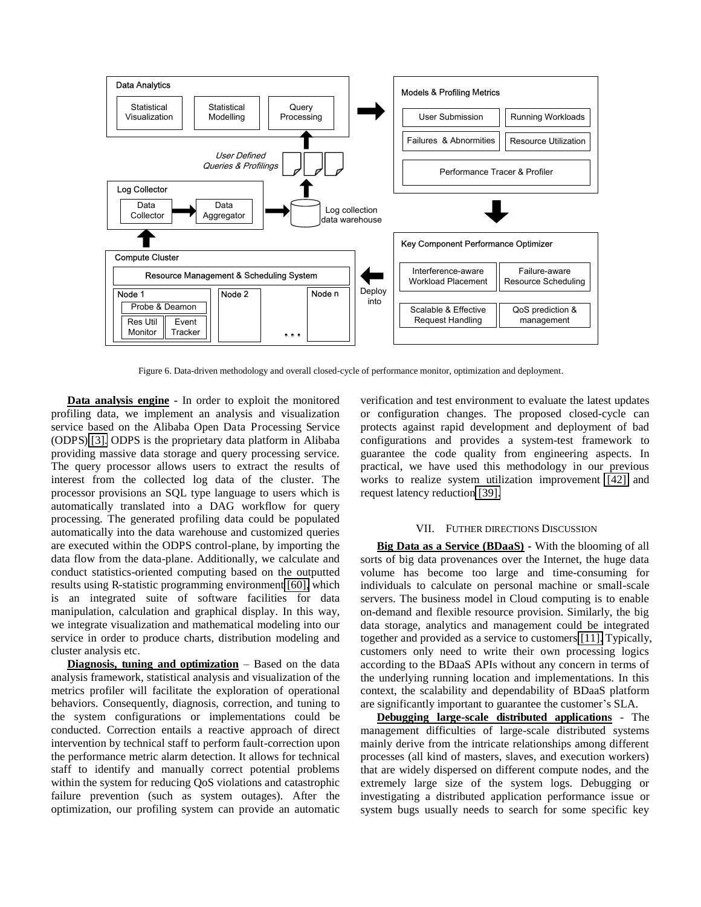Data Analytics

Statistical Visualization

Statistical Modelling

Query Processing

User Defined Queries & Profilings

Log Collector

Data Collector

Data Aggregator

Log collection data warehouse

Compute Cluster

Resource Management & Scheduling System

Node 1

Probe & Deamon

Res Util Monitor

Event Tracker

Node 2

Node n

...

Models & Profiling Metrics

User Submission

Running Workloads

Failures & Abnormities

Resource Utilization

Performance Tracer & Profiler

Key Component Performance Optimizer

Interference-aware Workload Placement

Failure-aware Resource Scheduling

Scalable & Effective Request Handling

QoS prediction & management

Deploy into

Figure 6. Data-driven methodology and overall closed-cycle of performance monitor, optimization and deployment.

**Data analysis engine** - In order to exploit the monitored profiling data, we implement an analysis and visualization service based on the Alibaba Open Data Processing Service (ODPS) [3]. ODPS is the proprietary data platform in Alibaba providing massive data storage and query processing service. The query processor allows users to extract the results of interest from the collected log data of the cluster. The processor provisions an SQL type language to users which is automatically translated into a DAG workflow for query processing. The generated profiling data could be populated automatically into the data warehouse and customized queries are executed within the ODPS control-plane, by importing the data flow from the data-plane. Additionally, we calculate and conduct statistics-oriented computing based on the outputted results using R-statistic programming environment [60], which is an integrated suite of software facilities for data manipulation, calculation and graphical display. In this way, we integrate visualization and mathematical modeling into our service in order to produce charts, distribution modeling and cluster analysis etc.

**Diagnosis, tuning and optimization** – Based on the data analysis framework, statistical analysis and visualization of the metrics profiler will facilitate the exploration of operational behaviors. Consequently, diagnosis, correction, and tuning to the system configurations or implementations could be conducted. Correction entails a reactive approach of direct intervention by technical staff to perform fault-correction upon the performance metric alarm detection. It allows for technical staff to identify and manually correct potential problems within the system for reducing QoS violations and catastrophic failure prevention (such as system outages). After the optimization, our profiling system can provide an automatic verification and test environment to evaluate the latest updates or configuration changes. The proposed closed-cycle can protects against rapid development and deployment of bad configurations and provides a system-test framework to guarantee the code quality from engineering aspects. In practical, we have used this methodology in our previous works to realize system utilization improvement [42] and request latency reduction [39].

## VII. FUTHER DIRECTIONS DISCUSSION

**Big Data as a Service (BDaaS)** - With the blooming of all sorts of big data provenances over the Internet, the huge data volume has become too large and time-consuming for individuals to calculate on personal machine or small-scale servers. The business model in Cloud computing is to enable on-demand and flexible resource provision. Similarly, the big data storage, analytics and management could be integrated together and provided as a service to customers [11]. Typically, customers only need to write their own processing logics according to the BDaaS APIs without any concern in terms of the underlying running location and implementations. In this context, the scalability and dependability of BDaaS platform are significantly important to guarantee the customer's SLA.

**Debugging large-scale distributed applications** - The management difficulties of large-scale distributed systems mainly derive from the intricate relationships among different processes (all kind of masters, slaves, and execution workers) that are widely dispersed on different compute nodes, and the extremely large size of the system logs. Debugging or investigating a distributed application performance issue or system bugs usually needs to search for some specific key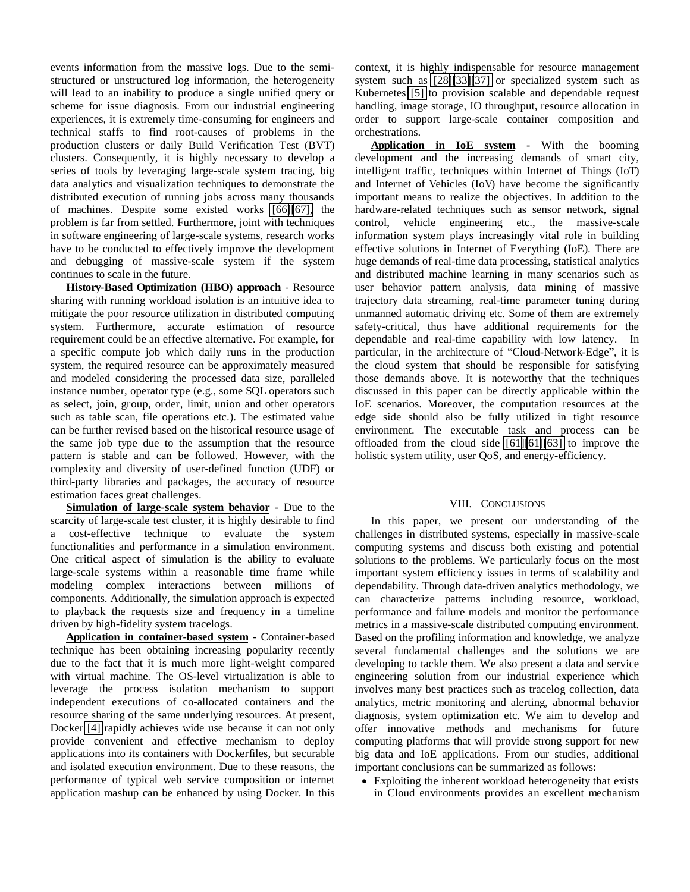events information from the massive logs. Due to the semi-structured or unstructured log information, the heterogeneity will lead to an inability to produce a single unified query or scheme for issue diagnosis. From our industrial engineering experiences, it is extremely time-consuming for engineers and technical staffs to find root-causes of problems in the production clusters or daily Build Verification Test (BVT) clusters. Consequently, it is highly necessary to develop a series of tools by leveraging large-scale system tracing, big data analytics and visualization techniques to demonstrate the distributed execution of running jobs across many thousands of machines. Despite some existed works [66][67], the problem is far from settled. Furthermore, joint with techniques in software engineering of large-scale systems, research works have to be conducted to effectively improve the development and debugging of massive-scale system if the system continues to scale in the future.

**History-Based Optimization (HBO) approach** - Resource sharing with running workload isolation is an intuitive idea to mitigate the poor resource utilization in distributed computing system. Furthermore, accurate estimation of resource requirement could be an effective alternative. For example, for a specific compute job which daily runs in the production system, the required resource can be approximately measured and modeled considering the processed data size, paralleled instance number, operator type (e.g., some SQL operators such as select, join, group, order, limit, union and other operators such as table scan, file operations etc.). The estimated value can be further revised based on the historical resource usage of the same job type due to the assumption that the resource pattern is stable and can be followed. However, with the complexity and diversity of user-defined function (UDF) or third-party libraries and packages, the accuracy of resource estimation faces great challenges.

**Simulation of large-scale system behavior** - Due to the scarcity of large-scale test cluster, it is highly desirable to find a cost-effective technique to evaluate the system functionalities and performance in a simulation environment. One critical aspect of simulation is the ability to evaluate large-scale systems within a reasonable time frame while modeling complex interactions between millions of components. Additionally, the simulation approach is expected to playback the requests size and frequency in a timeline driven by high-fidelity system tracelogs.

**Application in container-based system** - Container-based technique has been obtaining increasing popularity recently due to the fact that it is much more light-weight compared with virtual machine. The OS-level virtualization is able to leverage the process isolation mechanism to support independent executions of co-allocated containers and the resource sharing of the same underlying resources. At present, Docker [4] rapidly achieves wide use because it can not only provide convenient and effective mechanism to deploy applications into its containers with Dockerfiles, but securable and isolated execution environment. Due to these reasons, the performance of typical web service composition or internet application mashup can be enhanced by using Docker. In this context, it is highly indispensable for resource management system such as [28][33][37] or specialized system such as Kubernetes [5] to provision scalable and dependable request handling, image storage, IO throughput, resource allocation in order to support large-scale container composition and orchestrations.

**Application in IoE system** - With the booming development and the increasing demands of smart city, intelligent traffic, techniques within Internet of Things (IoT) and Internet of Vehicles (IoV) have become the significantly important means to realize the objectives. In addition to the hardware-related techniques such as sensor network, signal control, vehicle engineering etc., the massive-scale information system plays increasingly vital role in building effective solutions in Internet of Everything (IoE). There are huge demands of real-time data processing, statistical analytics and distributed machine learning in many scenarios such as user behavior pattern analysis, data mining of massive trajectory data streaming, real-time parameter tuning during unmanned automatic driving etc. Some of them are extremely safety-critical, thus have additional requirements for the dependable and real-time capability with low latency. In particular, in the architecture of "Cloud-Network-Edge", it is the cloud system that should be responsible for satisfying those demands above. It is noteworthy that the techniques discussed in this paper can be directly applicable within the IoE scenarios. Moreover, the computation resources at the edge side should also be fully utilized in tight resource environment. The executable task and process can be offloaded from the cloud side [61][61][63] to improve the holistic system utility, user QoS, and energy-efficiency.

## VIII. Conclusions

In this paper, we present our understanding of the challenges in distributed systems, especially in massive-scale computing systems and discuss both existing and potential solutions to the problems. We particularly focus on the most important system efficiency issues in terms of scalability and dependability. Through data-driven analytics methodology, we can characterize patterns including resource, workload, performance and failure models and monitor the performance metrics in a massive-scale distributed computing environment. Based on the profiling information and knowledge, we analyze several fundamental challenges and the solutions we are developing to tackle them. We also present a data and service engineering solution from our industrial experience which involves many best practices such as tracelog collection, data analytics, metric monitoring and alerting, abnormal behavior diagnosis, system optimization etc. We aim to develop and offer innovative methods and mechanisms for future computing platforms that will provide strong support for new big data and IoE applications. From our studies, additional important conclusions can be summarized as follows:

- Exploiting the inherent workload heterogeneity that exists in Cloud environments provides an excellent mechanism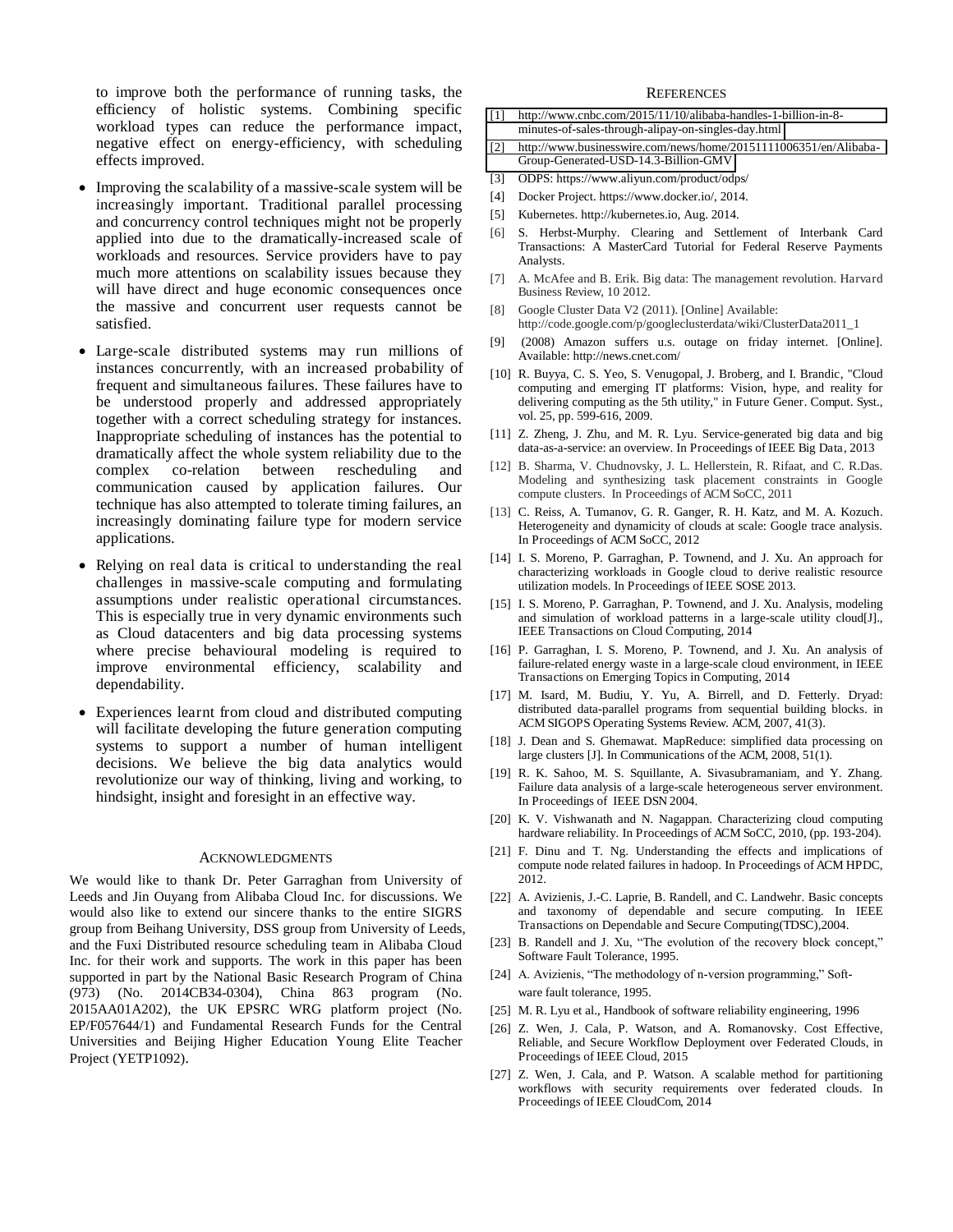to improve both the performance of running tasks, the efficiency of holistic systems. Combining specific workload types can reduce the performance impact, negative effect on energy-efficiency, with scheduling effects improved.

- Improving the scalability of a massive-scale system will be increasingly important. Traditional parallel processing and concurrency control techniques might not be properly applied into due to the dramatically-increased scale of workloads and resources. Service providers have to pay much more attentions on scalability issues because they will have direct and huge economic consequences once the massive and concurrent user requests cannot be satisfied.
- Large-scale distributed systems may run millions of instances concurrently, with an increased probability of frequent and simultaneous failures. These failures have to be understood properly and addressed appropriately together with a correct scheduling strategy for instances. Inappropriate scheduling of instances has the potential to dramatically affect the whole system reliability due to the complex co-relation between rescheduling and communication caused by application failures. Our technique has also attempted to tolerate timing failures, an increasingly dominating failure type for modern service applications.
- Relying on real data is critical to understanding the real challenges in massive-scale computing and formulating assumptions under realistic operational circumstances. This is especially true in very dynamic environments such as Cloud datacenters and big data processing systems where precise behavioural modeling is required to improve environmental efficiency, scalability and dependability.
- Experiences learnt from cloud and distributed computing will facilitate developing the future generation computing systems to support a number of human intelligent decisions. We believe the big data analytics would revolutionize our way of thinking, living and working, to hindsight, insight and foresight in an effective way.

## ACKNOWLEDGMENTS

We would like to thank Dr. Peter Garraghan from University of Leeds and Jin Ouyang from Alibaba Cloud Inc. for discussions. We would also like to extend our sincere thanks to the entire SIGRS group from Beihang University, DSS group from University of Leeds, and the Fuxi Distributed resource scheduling team in Alibaba Cloud Inc. for their work and supports. The work in this paper has been supported in part by the National Basic Research Program of China (973) (No. 2014CB34-0304), China 863 program (No. 2015AA01A202), the UK EPSRC WRG platform project (No. EP/F057644/1) and Fundamental Research Funds for the Central Universities and Beijing Higher Education Young Elite Teacher Project (YETP1092).

## REFERENCES

[1] http://www.cnbc.com/2015/11/10/alibaba-handles-1-billion-in-8-minutes-of-sales-through-alipay-on-singles-day.html

[2] http://www.businesswire.com/news/home/20151111006351/en/Alibaba-Group-Generated-USD-14.3-Billion-GMV

[3] ODPS: https://www.aliyun.com/product/odps/

[4] Docker Project. https://www.docker.io/, 2014.

[5] Kubernetes. http://kubernetes.io, Aug. 2014.

[6] S. Herbst-Murphy. Clearing and Settlement of Interbank Card Transactions: A MasterCard Tutorial for Federal Reserve Payments Analysts.

[7] A. McAfee and B. Erik. Big data: The management revolution. Harvard Business Review, 10 2012.

[8] Google Cluster Data V2 (2011). [Online] Available: http://code.google.com/p/googleclusterdata/wiki/ClusterData2011_1

[9] (2008) Amazon suffers u.s. outage on friday internet. [Online]. Available: http://news.cnet.com/

[10] R. Buyya, C. S. Yeo, S. Venugopal, J. Broberg, and I. Brandic, "Cloud computing and emerging IT platforms: Vision, hype, and reality for delivering computing as the 5th utility," in Future Gener. Comput. Syst., vol. 25, pp. 599-616, 2009.

[11] Z. Zheng, J. Zhu, and M. R. Lyu. Service-generated big data and big data-as-a-service: an overview. In Proceedings of IEEE Big Data, 2013

[12] B. Sharma, V. Chudnovsky, J. L. Hellerstein, R. Rifaat, and C. R.Das. Modeling and synthesizing task placement constraints in Google compute clusters. In Proceedings of ACM SoCC, 2011

[13] C. Reiss, A. Tumanov, G. R. Ganger, R. H. Katz, and M. A. Kozuch. Heterogeneity and dynamicity of clouds at scale: Google trace analysis. In Proceedings of ACM SoCC, 2012

[14] I. S. Moreno, P. Garraghan, P. Townend, and J. Xu. An approach for characterizing workloads in Google cloud to derive realistic resource utilization models. In Proceedings of IEEE SOSE 2013.

[15] I. S. Moreno, P. Garraghan, P. Townend, and J. Xu. Analysis, modeling and simulation of workload patterns in a large-scale utility cloud[J]., IEEE Transactions on Cloud Computing, 2014

[16] P. Garraghan, I. S. Moreno, P. Townend, and J. Xu. An analysis of failure-related energy waste in a large-scale cloud environment, in IEEE Transactions on Emerging Topics in Computing, 2014

[17] M. Isard, M. Budiu, Y. Yu, A. Birrell, and D. Fetterly. Dryad: distributed data-parallel programs from sequential building blocks. in ACM SIGOPS Operating Systems Review. ACM, 2007, 41(3).

[18] J. Dean and S. Ghemawat. MapReduce: simplified data processing on large clusters [J]. In Communications of the ACM, 2008, 51(1).

[19] R. K. Sahoo, M. S. Squillante, A. Sivasubramaniam, and Y. Zhang. Failure data analysis of a large-scale heterogeneous server environment. In Proceedings of IEEE DSN 2004.

[20] K. V. Vishwanath and N. Nagappan. Characterizing cloud computing hardware reliability. In Proceedings of ACM SoCC, 2010, (pp. 193-204).

[21] F. Dinu and T. Ng. Understanding the effects and implications of compute node related failures in hadoop. In Proceedings of ACM HPDC, 2012.

[22] A. Avizienis, J.-C. Laprie, B. Randell, and C. Landwehr. Basic concepts and taxonomy of dependable and secure computing. In IEEE Transactions on Dependable and Secure Computing(TDSC),2004.

[23] B. Randell and J. Xu, "The evolution of the recovery block concept," Software Fault Tolerance, 1995.

[24] A. Avizienis, "The methodology of n-version programming," Software fault tolerance, 1995.

[25] M. R. Lyu et al., Handbook of software reliability engineering, 1996

[26] Z. Wen, J. Cala, P. Watson, and A. Romanovsky. Cost Effective, Reliable, and Secure Workflow Deployment over Federated Clouds, in Proceedings of IEEE Cloud, 2015

[27] Z. Wen, J. Cala, and P. Watson. A scalable method for partitioning workflows with security requirements over federated clouds. In Proceedings of IEEE CloudCom, 2014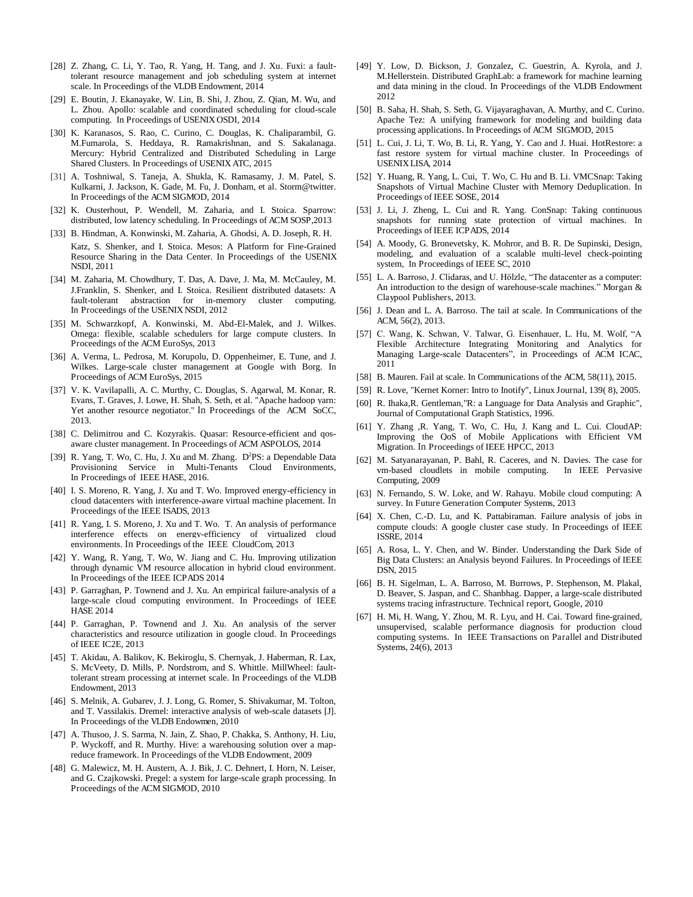[28] Z. Zhang, C. Li, Y. Tao, R. Yang, H. Tang, and J. Xu. Fuxi: a fault-tolerant resource management and job scheduling system at internet scale. In Proceedings of the VLDB Endowment, 2014

[29] E. Boutin, J. Ekanayake, W. Lin, B. Shi, J. Zhou, Z. Qian, M. Wu, and L. Zhou. Apollo: scalable and coordinated scheduling for cloud-scale computing. In Proceedings of USENIX OSDI, 2014

[30] K. Karanasos, S. Rao, C. Curino, C. Douglas, K. Chaliparambil, G. M.Fumarola, S. Heddaya, R. Ramakrishnan, and S. Sakalanaga. Mercury: Hybrid Centralized and Distributed Scheduling in Large Shared Clusters. In Proceedings of USENIX ATC, 2015

[31] A. Toshniwal, S. Taneja, A. Shukla, K. Ramasamy, J. M. Patel, S. Kulkarni, J. Jackson, K. Gade, M. Fu, J. Donham, et al. Storm@twitter. In Proceedings of the ACM SIGMOD, 2014

[32] K. Ousterhout, P. Wendell, M. Zaharia, and I. Stoica. Sparrow: distributed, low latency scheduling. In Proceedings of ACM SOSP,2013

[33] B. Hindman, A. Konwinski, M. Zaharia, A. Ghodsi, A. D. Joseph, R. H. Katz, S. Shenker, and I. Stoica. Mesos: A Platform for Fine-Grained Resource Sharing in the Data Center. In Proceedings of the USENIX NSDI, 2011

[34] M. Zaharia, M. Chowdhury, T. Das, A. Dave, J. Ma, M. McCauley, M. J.Franklin, S. Shenker, and I. Stoica. Resilient distributed datasets: A fault-tolerant abstraction for in-memory cluster computing. In Proceedings of the USENIX NSDI, 2012

[35] M. Schwarzkopf, A. Konwinski, M. Abd-El-Malek, and J. Wilkes. Omega: flexible, scalable schedulers for large compute clusters. In Proceedings of the ACM EuroSys, 2013

[36] A. Verma, L. Pedrosa, M. Korupolu, D. Oppenheimer, E. Tune, and J. Wilkes. Large-scale cluster management at Google with Borg. In Proceedings of ACM EuroSys, 2015

[37] V. K. Vavilapalli, A. C. Murthy, C. Douglas, S. Agarwal, M. Konar, R. Evans, T. Graves, J. Lowe, H. Shah, S. Seth, et al. "Apache hadoop yarn: Yet another resource negotiator." In Proceedings of the ACM SoCC, 2013.

[38] C. Delimitrou and C. Kozyrakis. Quasar: Resource-efficient and qos-aware cluster management. In Proceedings of ACM ASPOLOS, 2014

[39] R. Yang, T. Wo, C. Hu, J. Xu and M. Zhang. $D^2PS$: a Dependable Data Provisioning Service in Multi-Tenants Cloud Environments, In Proceedings of IEEE HASE, 2016.

[40] I. S. Moreno, R. Yang, J. Xu and T. Wo. Improved energy-efficiency in cloud datacenters with interference-aware virtual machine placement. In Proceedings of the IEEE ISADS, 2013

[41] R. Yang, I. S. Moreno, J. Xu and T. Wo. T. An analysis of performance interference effects on energy-efficiency of virtualized cloud environments. In Proceedings of the IEEE CloudCom, 2013

[42] Y. Wang, R. Yang, T. Wo, W. Jiang and C. Hu. Improving utilization through dynamic VM resource allocation in hybrid cloud environment. In Proceedings of the IEEE ICPADS 2014

[43] P. Garraghan, P. Townend and J. Xu. An empirical failure-analysis of a large-scale cloud computing environment. In Proceedings of IEEE HASE 2014

[44] P. Garraghan, P. Townend and J. Xu. An analysis of the server characteristics and resource utilization in google cloud. In Proceedings of IEEE IC2E, 2013

[45] T. Akidau, A. Balikov, K. Bekiroglu, S. Chernyak, J. Haberman, R. Lax, S. McVeety, D. Mills, P. Nordstrom, and S. Whittle. MillWheel: fault-tolerant stream processing at internet scale. In Proceedings of the VLDB Endowment, 2013

[46] S. Melnik, A. Gubarev, J. J. Long, G. Romer, S. Shivakumar, M. Tolton, and T. Vassilakis. Dremel: interactive analysis of web-scale datasets [J]. In Proceedings of the VLDB Endowmen, 2010

[47] A. Thusoo, J. S. Sarma, N. Jain, Z. Shao, P. Chakka, S. Anthony, H. Liu, P. Wyckoff, and R. Murthy. Hive: a warehousing solution over a map-reduce framework. In Proceedings of the VLDB Endowment, 2009

[48] G. Malewicz, M. H. Austern, A. J. Bik, J. C. Dehnert, I. Horn, N. Leiser, and G. Czajkowski. Pregel: a system for large-scale graph processing. In Proceedings of the ACM SIGMOD, 2010

[49] Y. Low, D. Bickson, J. Gonzalez, C. Guestrin, A. Kyrola, and J. M.Hellerstein. Distributed GraphLab: a framework for machine learning and data mining in the cloud. In Proceedings of the VLDB Endowment 2012

[50] B. Saha, H. Shah, S. Seth, G. Vijayaraghavan, A. Murthy, and C. Curino. Apache Tez: A unifying framework for modeling and building data processing applications. In Proceedings of ACM SIGMOD, 2015

[51] L. Cui, J. Li, T. Wo, B. Li, R. Yang, Y. Cao and J. Huai. HotRestore: a fast restore system for virtual machine cluster. In Proceedings of USENIX LISA, 2014

[52] Y. Huang, R. Yang, L. Cui, T. Wo, C. Hu and B. Li. VMCSnap: Taking Snapshots of Virtual Machine Cluster with Memory Deduplication. In Proceedings of IEEE SOSE, 2014

[53] J. Li, J. Zheng, L. Cui and R. Yang. ConSnap: Taking continuous snapshots for running state protection of virtual machines. In Proceedings of IEEE ICPADS, 2014

[54] A. Moody, G. Bronevetsky, K. Mohror, and B. R. De Supinski, Design, modeling, and evaluation of a scalable multi-level check-pointing system, In Proceedings of IEEE SC, 2010

[55] L. A. Barroso, J. Clidaras, and U. Hölzle, "The datacenter as a computer: An introduction to the design of warehouse-scale machines." Morgan & Claypool Publishers, 2013.

[56] J. Dean and L. A. Barroso. The tail at scale. In Communications of the ACM, 56(2), 2013.

[57] C. Wang, K. Schwan, V. Talwar, G. Eisenhauer, L. Hu, M. Wolf, "A Flexible Architecture Integrating Monitoring and Analytics for Managing Large-scale Datacenters", in Proceedings of ACM ICAC, 2011

[58] B. Mauren. Fail at scale. In Communications of the ACM, 58(11), 2015.

[59] R. Love, "Kernet Korner: Intro to Inotify", Linux Journal, 139( 8), 2005.

[60] R. Ihaka,R. Gentleman,"R: a Language for Data Analysis and Graphic", Journal of Computational Graph Statistics, 1996.

[61] Y. Zhang ,R. Yang, T. Wo, C. Hu, J. Kang and L. Cui. CloudAP: Improving the QoS of Mobile Applications with Efficient VM Migration. In Proceedings of IEEE HPCC, 2013

[62] M. Satyanarayanan, P. Bahl, R. Caceres, and N. Davies. The case for vm-based cloudlets in mobile computing. In IEEE Pervasive Computing, 2009

[63] N. Fernando, S. W. Loke, and W. Rahayu. Mobile cloud computing: A survey. In Future Generation Computer Systems, 2013

[64] X. Chen, C.-D. Lu, and K. Pattabiraman. Failure analysis of jobs in compute clouds: A google cluster case study. In Proceedings of IEEE ISSRE, 2014

[65] A. Rosa, L. Y. Chen, and W. Binder. Understanding the Dark Side of Big Data Clusters: an Analysis beyond Failures. In Proceedings of IEEE DSN, 2015

[66] B. H. Sigelman, L. A. Barroso, M. Burrows, P. Stephenson, M. Plakal, D. Beaver, S. Jaspan, and C. Shanbhag. Dapper, a large-scale distributed systems tracing infrastructure. Technical report, Google, 2010

[67] H. Mi, H. Wang, Y. Zhou, M. R. Lyu, and H. Cai. Toward fine-grained, unsupervised, scalable performance diagnosis for production cloud computing systems. In IEEE Transactions on Parallel and Distributed Systems, 24(6), 2013